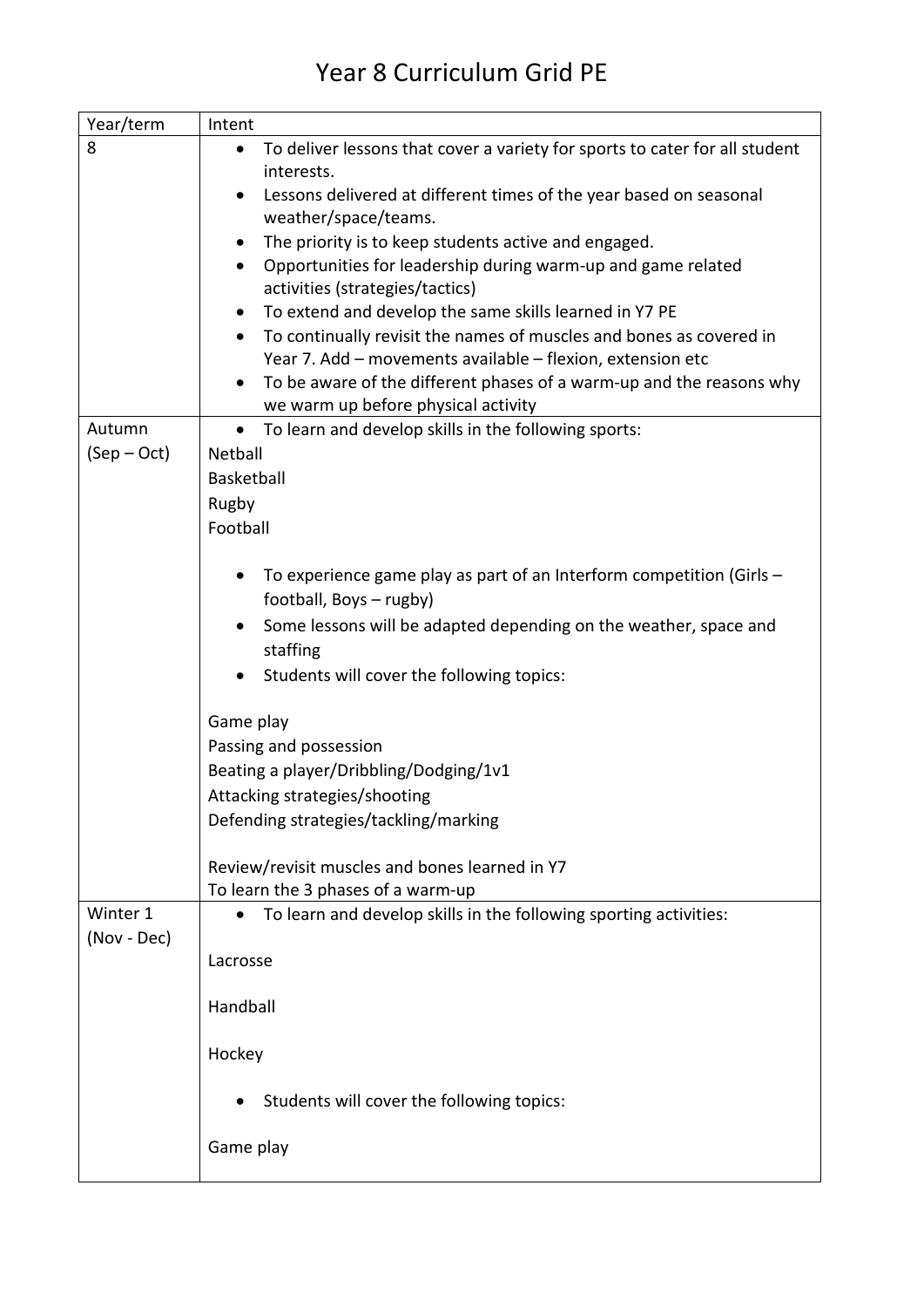# Year 8 Curriculum Grid PE

| Year/term | Intent |
|---|---|
| 8 | • To deliver lessons that cover a variety for sports to cater for all student interests.<br>• Lessons delivered at different times of the year based on seasonal weather/space/teams.<br>• The priority is to keep students active and engaged.<br>• Opportunities for leadership during warm-up and game related activities (strategies/tactics)<br>• To extend and develop the same skills learned in Y7 PE<br>• To continually revisit the names of muscles and bones as covered in Year 7. Add – movements available – flexion, extension etc<br>• To be aware of the different phases of a warm-up and the reasons why we warm up before physical activity |
| Autumn (Sep – Oct) | • To learn and develop skills in the following sports:<br>Netball<br>Basketball<br>Rugby<br>Football<br><br>• To experience game play as part of an Interform competition (Girls – football, Boys – rugby)<br>• Some lessons will be adapted depending on the weather, space and staffing<br>• Students will cover the following topics:<br><br>Game play<br>Passing and possession<br>Beating a player/Dribbling/Dodging/1v1<br>Attacking strategies/shooting<br>Defending strategies/tackling/marking<br><br>Review/revisit muscles and bones learned in Y7<br>To learn the 3 phases of a warm-up |
| Winter 1 (Nov - Dec) | • To learn and develop skills in the following sporting activities:<br><br>Lacrosse<br><br>Handball<br><br>Hockey<br><br>• Students will cover the following topics:<br><br>Game play |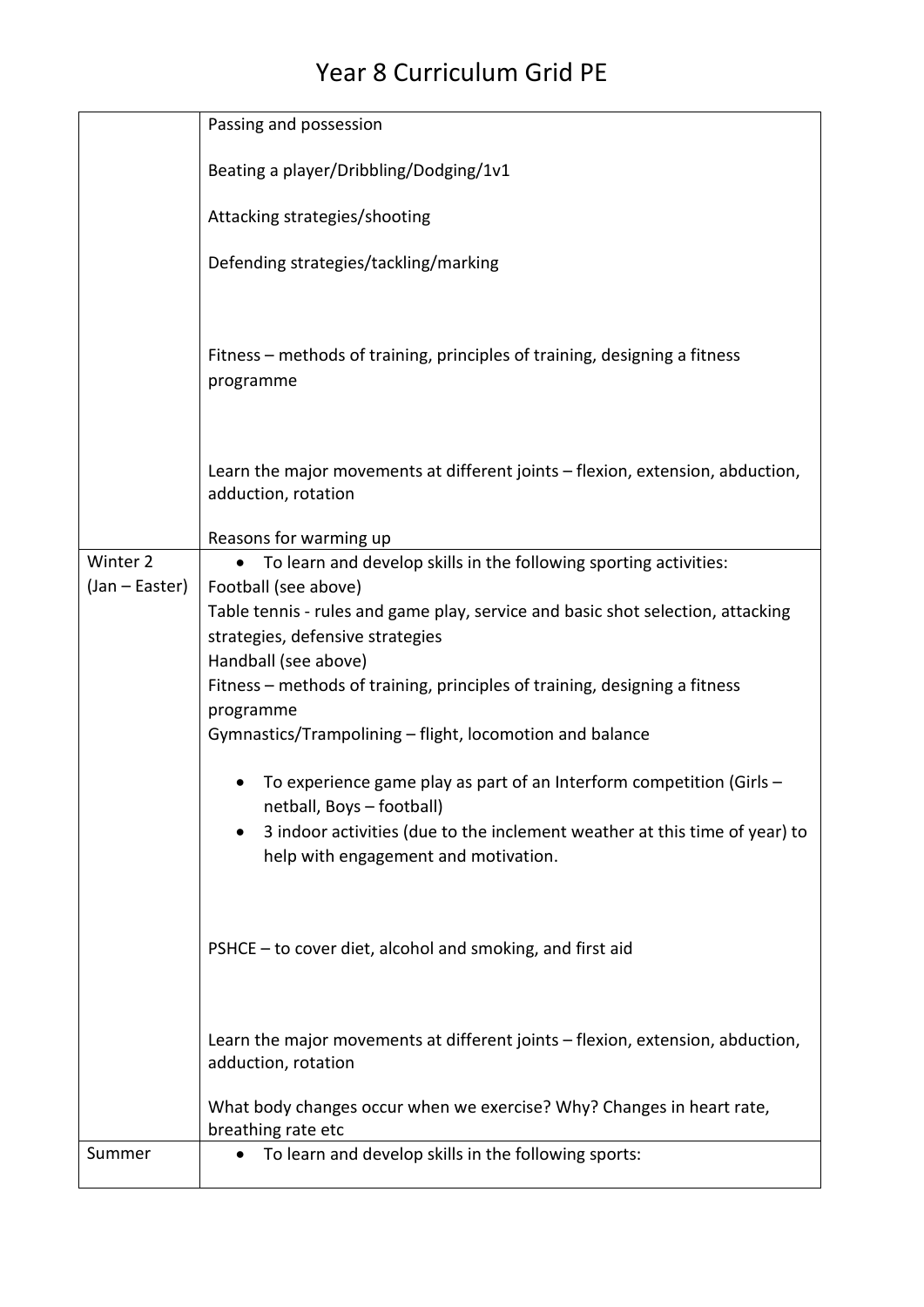# Year 8 Curriculum Grid PE

| | |
|---|---|
| | Passing and possession<br><br>Beating a player/Dribbling/Dodging/1v1<br><br>Attacking strategies/shooting<br><br>Defending strategies/tackling/marking<br><br>Fitness – methods of training, principles of training, designing a fitness programme<br><br>Learn the major movements at different joints – flexion, extension, abduction, adduction, rotation<br><br>Reasons for warming up |
| Winter 2 (Jan – Easter) | • To learn and develop skills in the following sporting activities:<br>Football (see above)<br>Table tennis - rules and game play, service and basic shot selection, attacking strategies, defensive strategies<br>Handball (see above)<br>Fitness – methods of training, principles of training, designing a fitness programme<br>Gymnastics/Trampolining – flight, locomotion and balance<br><br>• To experience game play as part of an Interform competition (Girls – netball, Boys – football)<br>• 3 indoor activities (due to the inclement weather at this time of year) to help with engagement and motivation.<br><br>PSHCE – to cover diet, alcohol and smoking, and first aid<br><br>Learn the major movements at different joints – flexion, extension, abduction, adduction, rotation<br><br>What body changes occur when we exercise? Why? Changes in heart rate, breathing rate etc |
| Summer | • To learn and develop skills in the following sports: |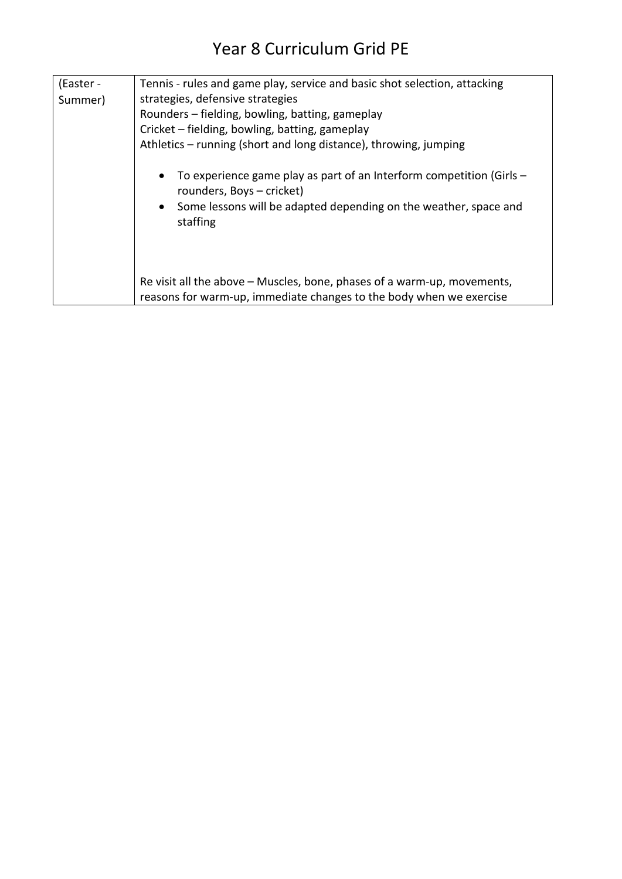# Year 8 Curriculum Grid PE

| | |
|---|---|
| (Easter - Summer) | Tennis - rules and game play, service and basic shot selection, attacking strategies, defensive strategies<br>Rounders – fielding, bowling, batting, gameplay<br>Cricket – fielding, bowling, batting, gameplay<br>Athletics – running (short and long distance), throwing, jumping<br><br>• To experience game play as part of an Interform competition (Girls – rounders, Boys – cricket)<br>• Some lessons will be adapted depending on the weather, space and staffing<br><br>Re visit all the above – Muscles, bone, phases of a warm-up, movements, reasons for warm-up, immediate changes to the body when we exercise |